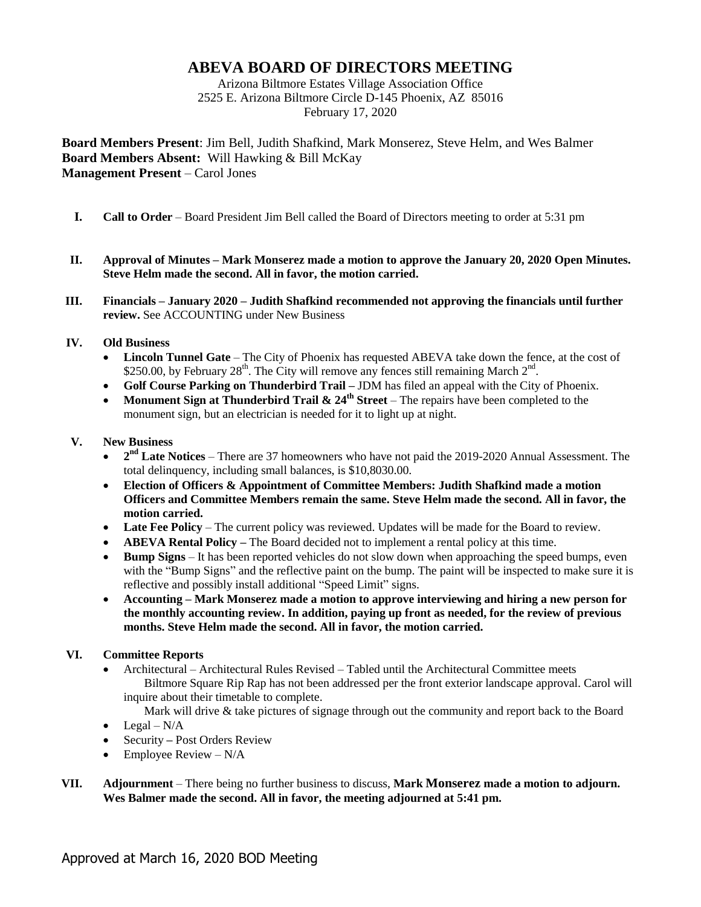# ABEVA BOARD OF DIRECTORS MEETING

Arizona Biltmore Estates Village Association Office
2525 E. Arizona Biltmore Circle D-145 Phoenix, AZ 85016
February 17, 2020

**Board Members Present**: Jim Bell, Judith Shafkind, Mark Monserez, Steve Helm, and Wes Balmer
**Board Members Absent:** Will Hawking & Bill McKay
**Management Present** – Carol Jones

I. **Call to Order** – Board President Jim Bell called the Board of Directors meeting to order at 5:31 pm

II. **Approval of Minutes – Mark Monserez made a motion to approve the January 20, 2020 Open Minutes. Steve Helm made the second. All in favor, the motion carried.**

III. **Financials – January 2020 – Judith Shafkind recommended not approving the financials until further review.** See ACCOUNTING under New Business

IV. **Old Business**
- **Lincoln Tunnel Gate** – The City of Phoenix has requested ABEVA take down the fence, at the cost of $250.00, by February 28th. The City will remove any fences still remaining March 2nd.
- **Golf Course Parking on Thunderbird Trail –** JDM has filed an appeal with the City of Phoenix.
- **Monument Sign at Thunderbird Trail & 24th Street** – The repairs have been completed to the monument sign, but an electrician is needed for it to light up at night.

V. **New Business**
- **2nd Late Notices** – There are 37 homeowners who have not paid the 2019-2020 Annual Assessment. The total delinquency, including small balances, is $10,8030.00.
- **Election of Officers & Appointment of Committee Members: Judith Shafkind made a motion Officers and Committee Members remain the same. Steve Helm made the second. All in favor, the motion carried.**
- **Late Fee Policy** – The current policy was reviewed. Updates will be made for the Board to review.
- **ABEVA Rental Policy –** The Board decided not to implement a rental policy at this time.
- **Bump Signs** – It has been reported vehicles do not slow down when approaching the speed bumps, even with the "Bump Signs" and the reflective paint on the bump. The paint will be inspected to make sure it is reflective and possibly install additional "Speed Limit" signs.
- **Accounting – Mark Monserez made a motion to approve interviewing and hiring a new person for the monthly accounting review. In addition, paying up front as needed, for the review of previous months. Steve Helm made the second. All in favor, the motion carried.**

VI. **Committee Reports**
- Architectural – Architectural Rules Revised – Tabled until the Architectural Committee meets
  Biltmore Square Rip Rap has not been addressed per the front exterior landscape approval. Carol will inquire about their timetable to complete.
  Mark will drive & take pictures of signage through out the community and report back to the Board
- Legal – N/A
- Security **–** Post Orders Review
- Employee Review – N/A

VII. **Adjournment** – There being no further business to discuss, **Mark Monserez made a motion to adjourn. Wes Balmer made the second. All in favor, the meeting adjourned at 5:41 pm.**

Approved at March 16, 2020 BOD Meeting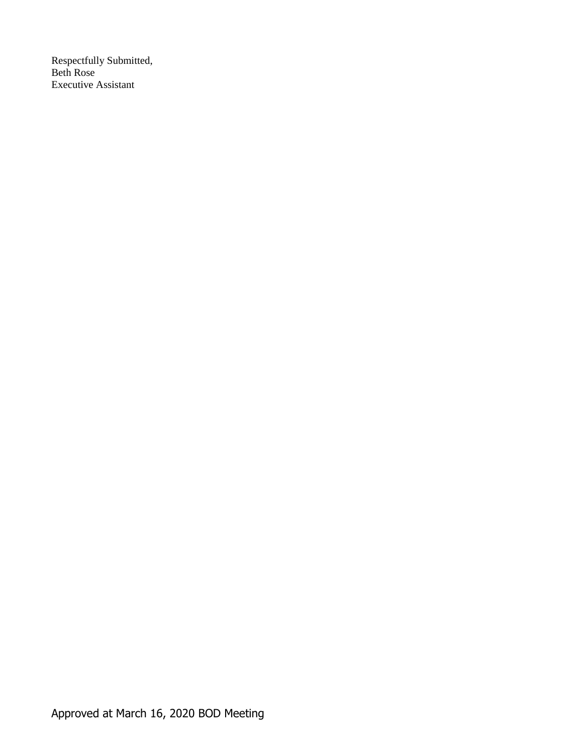Respectfully Submitted,
Beth Rose
Executive Assistant

Approved at March 16, 2020 BOD Meeting